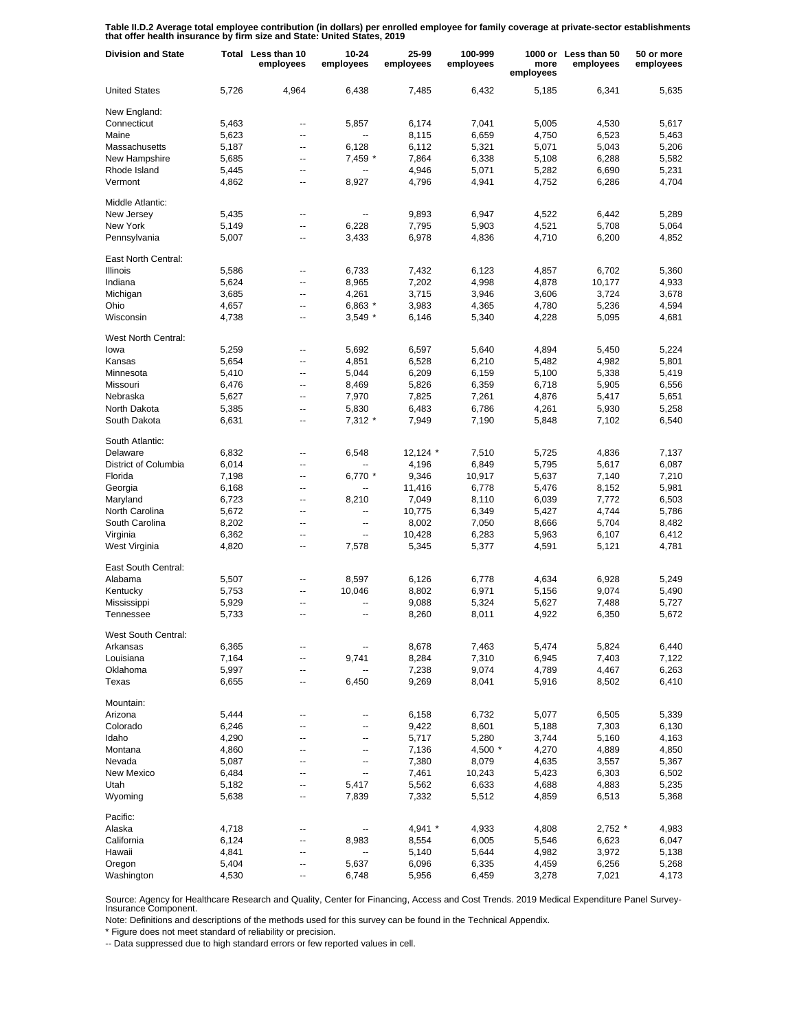**Table II.D.2 Average total employee contribution (in dollars) per enrolled employee for family coverage at private-sector establishments that offer health insurance by firm size and State: United States, 2019**

| Division and State | Total | Less than 10 employees | 10-24 employees | 25-99 employees | 100-999 employees | 1000 or more employees | Less than 50 employees | 50 or more employees |
|---|---|---|---|---|---|---|---|---|
| United States | 5,726 | 4,964 | 6,438 | 7,485 | 6,432 | 5,185 | 6,341 | 5,635 |
| New England: | | | | | | | | |
| Connecticut | 5,463 | -- | 5,857 | 6,174 | 7,041 | 5,005 | 4,530 | 5,617 |
| Maine | 5,623 | -- | -- | 8,115 | 6,659 | 4,750 | 6,523 | 5,463 |
| Massachusetts | 5,187 | -- | 6,128 | 6,112 | 5,321 | 5,071 | 5,043 | 5,206 |
| New Hampshire | 5,685 | -- | 7,459 * | 7,864 | 6,338 | 5,108 | 6,288 | 5,582 |
| Rhode Island | 5,445 | -- | -- | 4,946 | 5,071 | 5,282 | 6,690 | 5,231 |
| Vermont | 4,862 | -- | 8,927 | 4,796 | 4,941 | 4,752 | 6,286 | 4,704 |
| Middle Atlantic: | | | | | | | | |
| New Jersey | 5,435 | -- | -- | 9,893 | 6,947 | 4,522 | 6,442 | 5,289 |
| New York | 5,149 | -- | 6,228 | 7,795 | 5,903 | 4,521 | 5,708 | 5,064 |
| Pennsylvania | 5,007 | -- | 3,433 | 6,978 | 4,836 | 4,710 | 6,200 | 4,852 |
| East North Central: | | | | | | | | |
| Illinois | 5,586 | -- | 6,733 | 7,432 | 6,123 | 4,857 | 6,702 | 5,360 |
| Indiana | 5,624 | -- | 8,965 | 7,202 | 4,998 | 4,878 | 10,177 | 4,933 |
| Michigan | 3,685 | -- | 4,261 | 3,715 | 3,946 | 3,606 | 3,724 | 3,678 |
| Ohio | 4,657 | -- | 6,863 * | 3,983 | 4,365 | 4,780 | 5,236 | 4,594 |
| Wisconsin | 4,738 | -- | 3,549 * | 6,146 | 5,340 | 4,228 | 5,095 | 4,681 |
| West North Central: | | | | | | | | |
| Iowa | 5,259 | -- | 5,692 | 6,597 | 5,640 | 4,894 | 5,450 | 5,224 |
| Kansas | 5,654 | -- | 4,851 | 6,528 | 6,210 | 5,482 | 4,982 | 5,801 |
| Minnesota | 5,410 | -- | 5,044 | 6,209 | 6,159 | 5,100 | 5,338 | 5,419 |
| Missouri | 6,476 | -- | 8,469 | 5,826 | 6,359 | 6,718 | 5,905 | 6,556 |
| Nebraska | 5,627 | -- | 7,970 | 7,825 | 7,261 | 4,876 | 5,417 | 5,651 |
| North Dakota | 5,385 | -- | 5,830 | 6,483 | 6,786 | 4,261 | 5,930 | 5,258 |
| South Dakota | 6,631 | -- | 7,312 * | 7,949 | 7,190 | 5,848 | 7,102 | 6,540 |
| South Atlantic: | | | | | | | | |
| Delaware | 6,832 | -- | 6,548 | 12,124 * | 7,510 | 5,725 | 4,836 | 7,137 |
| District of Columbia | 6,014 | -- | -- | 4,196 | 6,849 | 5,795 | 5,617 | 6,087 |
| Florida | 7,198 | -- | 6,770 * | 9,346 | 10,917 | 5,637 | 7,140 | 7,210 |
| Georgia | 6,168 | -- | -- | 11,416 | 6,778 | 5,476 | 8,152 | 5,981 |
| Maryland | 6,723 | -- | 8,210 | 7,049 | 8,110 | 6,039 | 7,772 | 6,503 |
| North Carolina | 5,672 | -- | -- | 10,775 | 6,349 | 5,427 | 4,744 | 5,786 |
| South Carolina | 8,202 | -- | -- | 8,002 | 7,050 | 8,666 | 5,704 | 8,482 |
| Virginia | 6,362 | -- | -- | 10,428 | 6,283 | 5,963 | 6,107 | 6,412 |
| West Virginia | 4,820 | -- | 7,578 | 5,345 | 5,377 | 4,591 | 5,121 | 4,781 |
| East South Central: | | | | | | | | |
| Alabama | 5,507 | -- | 8,597 | 6,126 | 6,778 | 4,634 | 6,928 | 5,249 |
| Kentucky | 5,753 | -- | 10,046 | 8,802 | 6,971 | 5,156 | 9,074 | 5,490 |
| Mississippi | 5,929 | -- | -- | 9,088 | 5,324 | 5,627 | 7,488 | 5,727 |
| Tennessee | 5,733 | -- | -- | 8,260 | 8,011 | 4,922 | 6,350 | 5,672 |
| West South Central: | | | | | | | | |
| Arkansas | 6,365 | -- | -- | 8,678 | 7,463 | 5,474 | 5,824 | 6,440 |
| Louisiana | 7,164 | -- | 9,741 | 8,284 | 7,310 | 6,945 | 7,403 | 7,122 |
| Oklahoma | 5,997 | -- | -- | 7,238 | 9,074 | 4,789 | 4,467 | 6,263 |
| Texas | 6,655 | -- | 6,450 | 9,269 | 8,041 | 5,916 | 8,502 | 6,410 |
| Mountain: | | | | | | | | |
| Arizona | 5,444 | -- | -- | 6,158 | 6,732 | 5,077 | 6,505 | 5,339 |
| Colorado | 6,246 | -- | -- | 9,422 | 8,601 | 5,188 | 7,303 | 6,130 |
| Idaho | 4,290 | -- | -- | 5,717 | 5,280 | 3,744 | 5,160 | 4,163 |
| Montana | 4,860 | -- | -- | 7,136 | 4,500 * | 4,270 | 4,889 | 4,850 |
| Nevada | 5,087 | -- | -- | 7,380 | 8,079 | 4,635 | 3,557 | 5,367 |
| New Mexico | 6,484 | -- | -- | 7,461 | 10,243 | 5,423 | 6,303 | 6,502 |
| Utah | 5,182 | -- | 5,417 | 5,562 | 6,633 | 4,688 | 4,883 | 5,235 |
| Wyoming | 5,638 | -- | 7,839 | 7,332 | 5,512 | 4,859 | 6,513 | 5,368 |
| Pacific: | | | | | | | | |
| Alaska | 4,718 | -- | -- | 4,941 * | 4,933 | 4,808 | 2,752 * | 4,983 |
| California | 6,124 | -- | 8,983 | 8,554 | 6,005 | 5,546 | 6,623 | 6,047 |
| Hawaii | 4,841 | -- | -- | 5,140 | 5,644 | 4,982 | 3,972 | 5,138 |
| Oregon | 5,404 | -- | 5,637 | 6,096 | 6,335 | 4,459 | 6,256 | 5,268 |
| Washington | 4,530 | -- | 6,748 | 5,956 | 6,459 | 3,278 | 7,021 | 4,173 |

Source: Agency for Healthcare Research and Quality, Center for Financing, Access and Cost Trends. 2019 Medical Expenditure Panel Survey-Insurance Component.

Note: Definitions and descriptions of the methods used for this survey can be found in the Technical Appendix.

* Figure does not meet standard of reliability or precision.

-- Data suppressed due to high standard errors or few reported values in cell.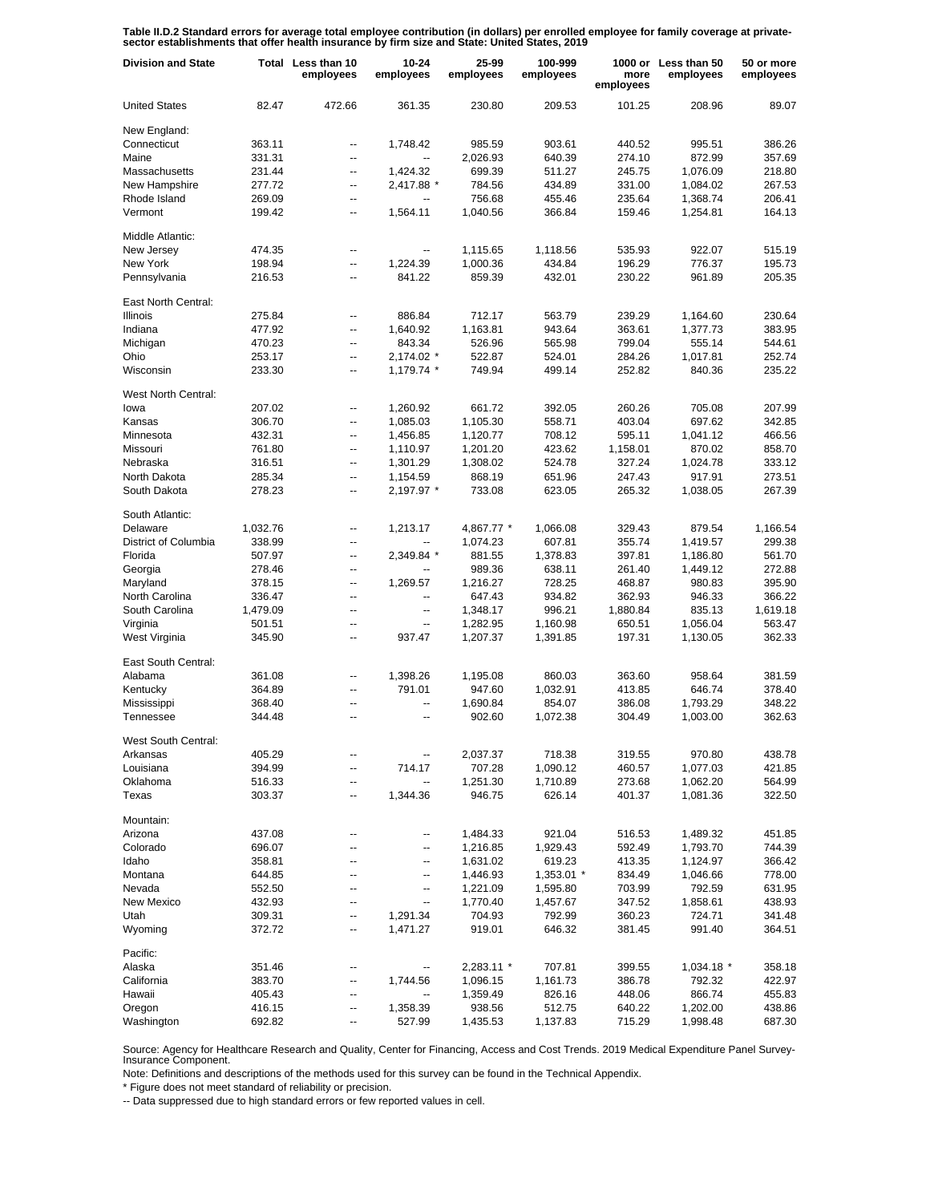**Table II.D.2 Standard errors for average total employee contribution (in dollars) per enrolled employee for family coverage at private-sector establishments that offer health insurance by firm size and State: United States, 2019**

| Division and State | Total | Less than 10 employees | 10-24 employees | 25-99 employees | 100-999 employees | 1000 or more employees | Less than 50 employees | 50 or more employees |
|---|---|---|---|---|---|---|---|---|
| United States | 82.47 | 472.66 | 361.35 | 230.80 | 209.53 | 101.25 | 208.96 | 89.07 |
| New England: | | | | | | | | |
| Connecticut | 363.11 | -- | 1,748.42 | 985.59 | 903.61 | 440.52 | 995.51 | 386.26 |
| Maine | 331.31 | -- | -- | 2,026.93 | 640.39 | 274.10 | 872.99 | 357.69 |
| Massachusetts | 231.44 | -- | 1,424.32 | 699.39 | 511.27 | 245.75 | 1,076.09 | 218.80 |
| New Hampshire | 277.72 | -- | 2,417.88 * | 784.56 | 434.89 | 331.00 | 1,084.02 | 267.53 |
| Rhode Island | 269.09 | -- | -- | 756.68 | 455.46 | 235.64 | 1,368.74 | 206.41 |
| Vermont | 199.42 | -- | 1,564.11 | 1,040.56 | 366.84 | 159.46 | 1,254.81 | 164.13 |
| Middle Atlantic: | | | | | | | | |
| New Jersey | 474.35 | -- | -- | 1,115.65 | 1,118.56 | 535.93 | 922.07 | 515.19 |
| New York | 198.94 | -- | 1,224.39 | 1,000.36 | 434.84 | 196.29 | 776.37 | 195.73 |
| Pennsylvania | 216.53 | -- | 841.22 | 859.39 | 432.01 | 230.22 | 961.89 | 205.35 |
| East North Central: | | | | | | | | |
| Illinois | 275.84 | -- | 886.84 | 712.17 | 563.79 | 239.29 | 1,164.60 | 230.64 |
| Indiana | 477.92 | -- | 1,640.92 | 1,163.81 | 943.64 | 363.61 | 1,377.73 | 383.95 |
| Michigan | 470.23 | -- | 843.34 | 526.96 | 565.98 | 799.04 | 555.14 | 544.61 |
| Ohio | 253.17 | -- | 2,174.02 * | 522.87 | 524.01 | 284.26 | 1,017.81 | 252.74 |
| Wisconsin | 233.30 | -- | 1,179.74 * | 749.94 | 499.14 | 252.82 | 840.36 | 235.22 |
| West North Central: | | | | | | | | |
| Iowa | 207.02 | -- | 1,260.92 | 661.72 | 392.05 | 260.26 | 705.08 | 207.99 |
| Kansas | 306.70 | -- | 1,085.03 | 1,105.30 | 558.71 | 403.04 | 697.62 | 342.85 |
| Minnesota | 432.31 | -- | 1,456.85 | 1,120.77 | 708.12 | 595.11 | 1,041.12 | 466.56 |
| Missouri | 761.80 | -- | 1,110.97 | 1,201.20 | 423.62 | 1,158.01 | 870.02 | 858.70 |
| Nebraska | 316.51 | -- | 1,301.29 | 1,308.02 | 524.78 | 327.24 | 1,024.78 | 333.12 |
| North Dakota | 285.34 | -- | 1,154.59 | 868.19 | 651.96 | 247.43 | 917.91 | 273.51 |
| South Dakota | 278.23 | -- | 2,197.97 * | 733.08 | 623.05 | 265.32 | 1,038.05 | 267.39 |
| South Atlantic: | | | | | | | | |
| Delaware | 1,032.76 | -- | 1,213.17 | 4,867.77 * | 1,066.08 | 329.43 | 879.54 | 1,166.54 |
| District of Columbia | 338.99 | -- | -- | 1,074.23 | 607.81 | 355.74 | 1,419.57 | 299.38 |
| Florida | 507.97 | -- | 2,349.84 * | 881.55 | 1,378.83 | 397.81 | 1,186.80 | 561.70 |
| Georgia | 278.46 | -- | -- | 989.36 | 638.11 | 261.40 | 1,449.12 | 272.88 |
| Maryland | 378.15 | -- | 1,269.57 | 1,216.27 | 728.25 | 468.87 | 980.83 | 395.90 |
| North Carolina | 336.47 | -- | -- | 647.43 | 934.82 | 362.93 | 946.33 | 366.22 |
| South Carolina | 1,479.09 | -- | -- | 1,348.17 | 996.21 | 1,880.84 | 835.13 | 1,619.18 |
| Virginia | 501.51 | -- | -- | 1,282.95 | 1,160.98 | 650.51 | 1,056.04 | 563.47 |
| West Virginia | 345.90 | -- | 937.47 | 1,207.37 | 1,391.85 | 197.31 | 1,130.05 | 362.33 |
| East South Central: | | | | | | | | |
| Alabama | 361.08 | -- | 1,398.26 | 1,195.08 | 860.03 | 363.60 | 958.64 | 381.59 |
| Kentucky | 364.89 | -- | 791.01 | 947.60 | 1,032.91 | 413.85 | 646.74 | 378.40 |
| Mississippi | 368.40 | -- | -- | 1,690.84 | 854.07 | 386.08 | 1,793.29 | 348.22 |
| Tennessee | 344.48 | -- | -- | 902.60 | 1,072.38 | 304.49 | 1,003.00 | 362.63 |
| West South Central: | | | | | | | | |
| Arkansas | 405.29 | -- | -- | 2,037.37 | 718.38 | 319.55 | 970.80 | 438.78 |
| Louisiana | 394.99 | -- | 714.17 | 707.28 | 1,090.12 | 460.57 | 1,077.03 | 421.85 |
| Oklahoma | 516.33 | -- | -- | 1,251.30 | 1,710.89 | 273.68 | 1,062.20 | 564.99 |
| Texas | 303.37 | -- | 1,344.36 | 946.75 | 626.14 | 401.37 | 1,081.36 | 322.50 |
| Mountain: | | | | | | | | |
| Arizona | 437.08 | -- | -- | 1,484.33 | 921.04 | 516.53 | 1,489.32 | 451.85 |
| Colorado | 696.07 | -- | -- | 1,216.85 | 1,929.43 | 592.49 | 1,793.70 | 744.39 |
| Idaho | 358.81 | -- | -- | 1,631.02 | 619.23 | 413.35 | 1,124.97 | 366.42 |
| Montana | 644.85 | -- | -- | 1,446.93 | 1,353.01 * | 834.49 | 1,046.66 | 778.00 |
| Nevada | 552.50 | -- | -- | 1,221.09 | 1,595.80 | 703.99 | 792.59 | 631.95 |
| New Mexico | 432.93 | -- | -- | 1,770.40 | 1,457.67 | 347.52 | 1,858.61 | 438.93 |
| Utah | 309.31 | -- | 1,291.34 | 704.93 | 792.99 | 360.23 | 724.71 | 341.48 |
| Wyoming | 372.72 | -- | 1,471.27 | 919.01 | 646.32 | 381.45 | 991.40 | 364.51 |
| Pacific: | | | | | | | | |
| Alaska | 351.46 | -- | -- | 2,283.11 * | 707.81 | 399.55 | 1,034.18 * | 358.18 |
| California | 383.70 | -- | 1,744.56 | 1,096.15 | 1,161.73 | 386.78 | 792.32 | 422.97 |
| Hawaii | 405.43 | -- | -- | 1,359.49 | 826.16 | 448.06 | 866.74 | 455.83 |
| Oregon | 416.15 | -- | 1,358.39 | 938.56 | 512.75 | 640.22 | 1,202.00 | 438.86 |
| Washington | 692.82 | -- | 527.99 | 1,435.53 | 1,137.83 | 715.29 | 1,998.48 | 687.30 |

Source: Agency for Healthcare Research and Quality, Center for Financing, Access and Cost Trends. 2019 Medical Expenditure Panel Survey-Insurance Component.

Note: Definitions and descriptions of the methods used for this survey can be found in the Technical Appendix.

* Figure does not meet standard of reliability or precision.

-- Data suppressed due to high standard errors or few reported values in cell.